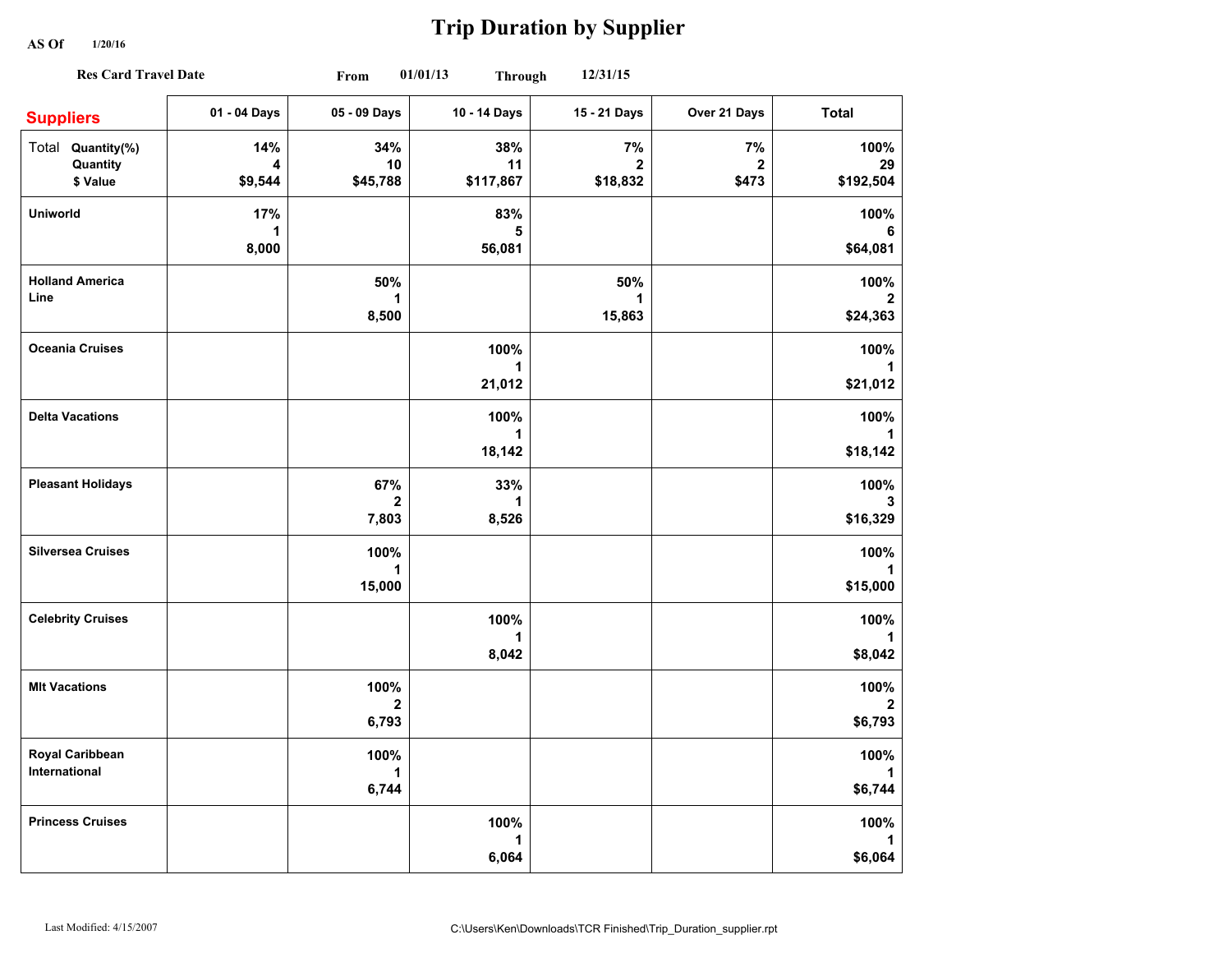# Trip Duration by Supplier

**AS Of** 1/20/16

**Res Card Travel Date** From 01/01/13 Through 12/31/15

| Suppliers | 01 - 04 Days | 05 - 09 Days | 10 - 14 Days | 15 - 21 Days | Over 21 Days | Total |
|---|---|---|---|---|---|---|
| Total Quantity(%)<br>Quantity<br>$ Value | 14%<br>4<br>$9,544 | 34%<br>10<br>$45,788 | 38%<br>11<br>$117,867 | 7%<br>2<br>$18,832 | 7%<br>2<br>$473 | 100%<br>29<br>$192,504 |
| Uniworld | 17%<br>1<br>8,000 | | 83%<br>5<br>56,081 | | | 100%<br>6<br>$64,081 |
| Holland America Line | | 50%<br>1<br>8,500 | | 50%<br>1<br>15,863 | | 100%<br>2<br>$24,363 |
| Oceania Cruises | | | 100%<br>1<br>21,012 | | | 100%<br>1<br>$21,012 |
| Delta Vacations | | | 100%<br>1<br>18,142 | | | 100%<br>1<br>$18,142 |
| Pleasant Holidays | | 67%<br>2<br>7,803 | 33%<br>1<br>8,526 | | | 100%<br>3<br>$16,329 |
| Silversea Cruises | | 100%<br>1<br>15,000 | | | | 100%<br>1<br>$15,000 |
| Celebrity Cruises | | | 100%<br>1<br>8,042 | | | 100%<br>1<br>$8,042 |
| Mlt Vacations | | 100%<br>2<br>6,793 | | | | 100%<br>2<br>$6,793 |
| Royal Caribbean International | | 100%<br>1<br>6,744 | | | | 100%<br>1<br>$6,744 |
| Princess Cruises | | | 100%<br>1<br>6,064 | | | 100%<br>1<br>$6,064 |

Last Modified: 4/15/2007

C:\Users\Ken\Downloads\TCR Finished\Trip_Duration_supplier.rpt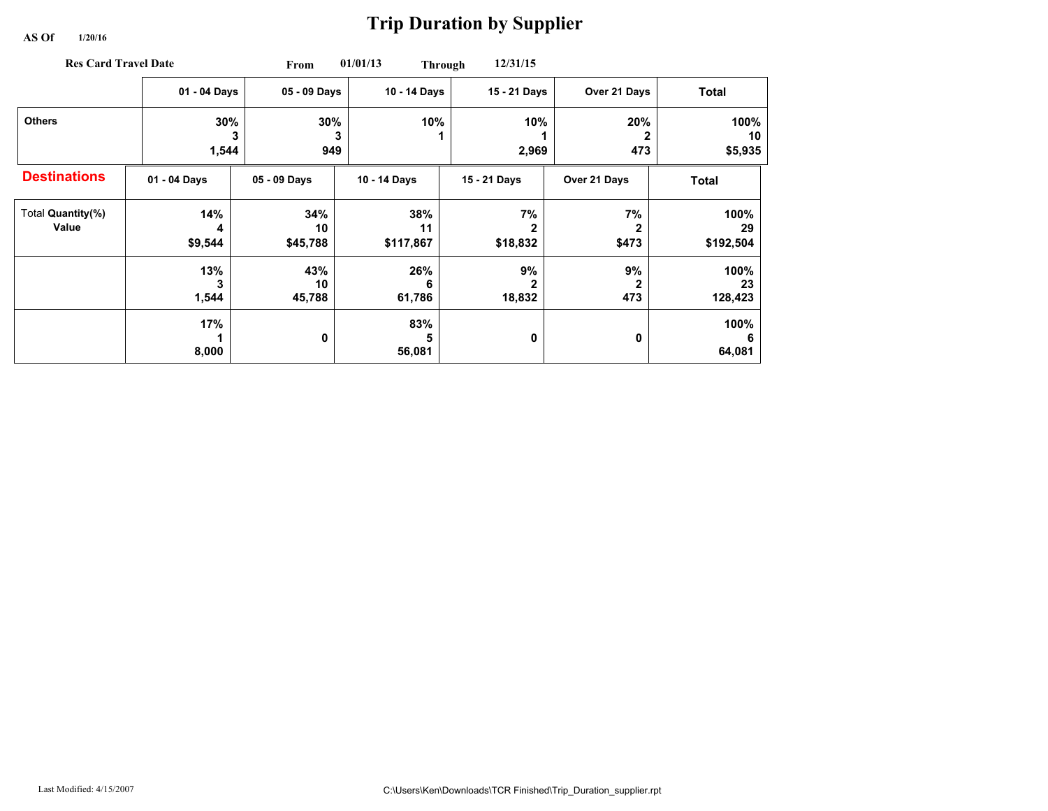# Trip Duration by Supplier

**AS Of** 1/20/16

**Res Card Travel Date** From 01/01/13 Through 12/31/15

| | 01 - 04 Days | 05 - 09 Days | 10 - 14 Days | 15 - 21 Days | Over 21 Days | Total |
|---|---|---|---|---|---|---|
| **Others** | 30%<br>3<br>1,544 | 30%<br>3<br>949 | 10%<br>1 | 10%<br>1<br>2,969 | 20%<br>2<br>473 | 100%<br>10<br>$5,935 |

| **Destinations** | 01 - 04 Days | 05 - 09 Days | 10 - 14 Days | 15 - 21 Days | Over 21 Days | Total |
|---|---|---|---|---|---|---|
| Total **Quantity(%)**<br>**Value** | 14%<br>4<br>$9,544 | 34%<br>10<br>$45,788 | 38%<br>11<br>$117,867 | 7%<br>2<br>$18,832 | 7%<br>2<br>$473 | 100%<br>29<br>$192,504 |
| | 13%<br>3<br>1,544 | 43%<br>10<br>45,788 | 26%<br>6<br>61,786 | 9%<br>2<br>18,832 | 9%<br>2<br>473 | 100%<br>23<br>128,423 |
| | 17%<br>1<br>8,000 | 0 | 83%<br>5<br>56,081 | 0 | 0 | 100%<br>6<br>64,081 |

Last Modified: 4/15/2007

C:\Users\Ken\Downloads\TCR Finished\Trip_Duration_supplier.rpt